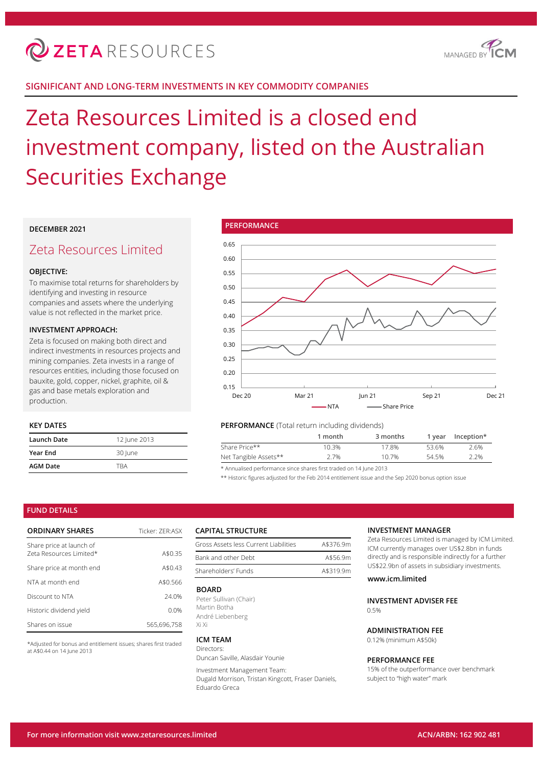# ZETA RESOURCES

MANAGED BY ICM

## SIGNIFICANT AND LONG-TERM INVESTMENTS IN KEY COMMODITY COMPANIES

# Zeta Resources Limited is a closed end investment company, listed on the Australian Securities Exchange

**DECEMBER 2021**

## Zeta Resources Limited

**OBJECTIVE:**

To maximise total returns for shareholders by identifying and investing in resource companies and assets where the underlying value is not reflected in the market price.

**INVESTMENT APPROACH:**

Zeta is focused on making both direct and indirect investments in resources projects and mining companies. Zeta invests in a range of resources entities, including those focused on bauxite, gold, copper, nickel, graphite, oil & gas and base metals exploration and production.

### PERFORMANCE

NTA — Share Price (Dec 20 – Dec 21)

### KEY DATES

| | |
|---|---|
| **Launch Date** | 12 June 2013 |
| **Year End** | 30 June |
| **AGM Date** | TBA |

**PERFORMANCE** (Total return including dividends)

| | 1 month | 3 months | 1 year | Inception* |
|---|---|---|---|---|
| Share Price** | 10.3% | 17.8% | 53.6% | 2.6% |
| Net Tangible Assets** | 2.7% | 10.7% | 54.5% | 2.2% |

\* Annualised performance since shares first traded on 14 June 2013

\*\* Historic figures adjusted for the Feb 2014 entitlement issue and the Sep 2020 bonus option issue

## FUND DETAILS

| ORDINARY SHARES | Ticker: ZER:ASX |
|---|---|
| Share price at launch of Zeta Resources Limited* | A$0.35 |
| Share price at month end | A$0.43 |
| NTA at month end | A$0.566 |
| Discount to NTA | 24.0% |
| Historic dividend yield | 0.0% |
| Shares on issue | 565,696,758 |

*Adjusted for bonus and entitlement issues; shares first traded at A$0.44 on 14 June 2013

| CAPITAL STRUCTURE | |
|---|---|
| Gross Assets less Current Liabilities | A$376.9m |
| Bank and other Debt | A$56.9m |
| Shareholders' Funds | A$319.9m |

**BOARD**

Peter Sullivan (Chair)
Martin Botha
André Liebenberg
Xi Xi

**ICM TEAM**

Directors:
Duncan Saville, Alasdair Younie

Investment Management Team:
Dugald Morrison, Tristan Kingcott, Fraser Daniels, Eduardo Greca

**INVESTMENT MANAGER**

Zeta Resources Limited is managed by ICM Limited. ICM currently manages over US$2.8bn in funds directly and is responsible indirectly for a further US$22.9bn of assets in subsidiary investments.

**www.icm.limited**

**INVESTMENT ADVISER FEE**

0.5%

**ADMINISTRATION FEE**

0.12% (minimum A$50k)

**PERFORMANCE FEE**

15% of the outperformance over benchmark subject to "high water" mark

**For more information visit www.zetaresources.limited**

**ACN/ARBN: 162 902 481**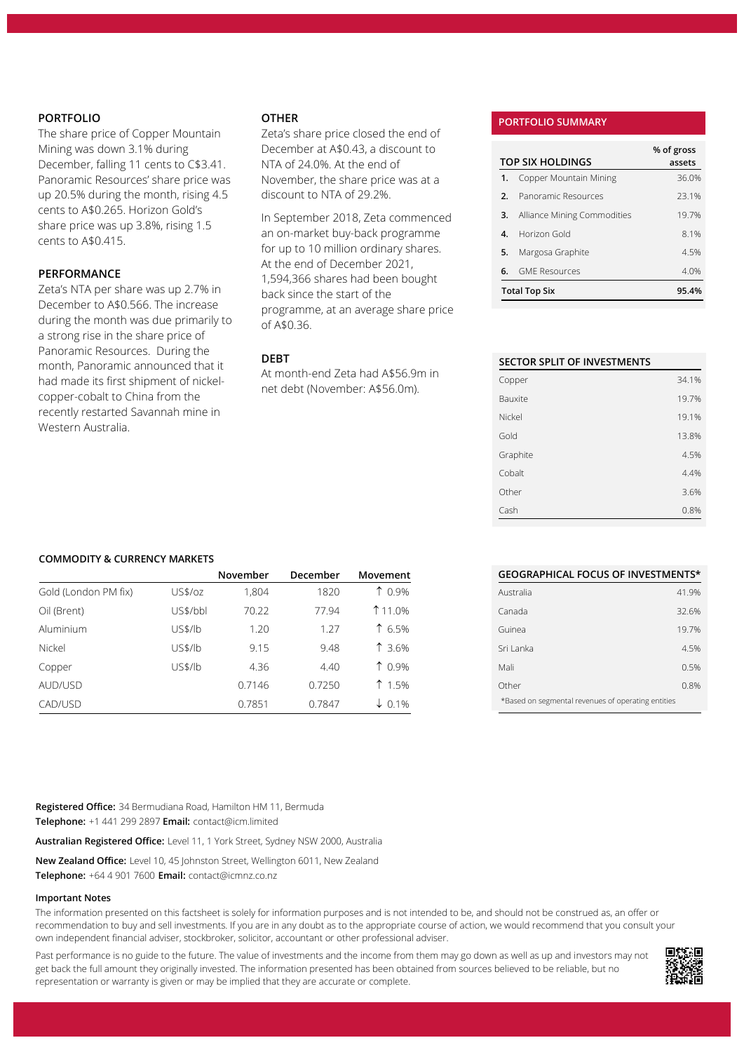## PORTFOLIO

The share price of Copper Mountain Mining was down 3.1% during December, falling 11 cents to C$3.41. Panoramic Resources' share price was up 20.5% during the month, rising 4.5 cents to A$0.265. Horizon Gold's share price was up 3.8%, rising 1.5 cents to A$0.415.

## PERFORMANCE

Zeta's NTA per share was up 2.7% in December to A$0.566. The increase during the month was due primarily to a strong rise in the share price of Panoramic Resources. During the month, Panoramic announced that it had made its first shipment of nickel-copper-cobalt to China from the recently restarted Savannah mine in Western Australia.

## OTHER

Zeta's share price closed the end of December at A$0.43, a discount to NTA of 24.0%. At the end of November, the share price was at a discount of 29.2%.

In September 2018, Zeta commenced an on-market buy-back programme for up to 10 million ordinary shares. At the end of December 2021, 1,594,366 shares had been bought back since the start of the programme, at an average share price of A$0.36.

## DEBT

At month-end Zeta had A$56.9m in net debt (November: A$56.0m).

## PORTFOLIO SUMMARY

| | TOP SIX HOLDINGS | % of gross assets |
|---|---|---|
| 1. | Copper Mountain Mining | 36.0% |
| 2. | Panoramic Resources | 23.1% |
| 3. | Alliance Mining Commodities | 19.7% |
| 4. | Horizon Gold | 8.1% |
| 5. | Margosa Graphite | 4.5% |
| 6. | GME Resources | 4.0% |
| **Total Top Six** | | **95.4%** |

| SECTOR SPLIT OF INVESTMENTS | |
|---|---|
| Copper | 34.1% |
| Bauxite | 19.7% |
| Nickel | 19.1% |
| Gold | 13.8% |
| Graphite | 4.5% |
| Cobalt | 4.4% |
| Other | 3.6% |
| Cash | 0.8% |

| GEOGRAPHICAL FOCUS OF INVESTMENTS* | |
|---|---|
| Australia | 41.9% |
| Canada | 32.6% |
| Guinea | 19.7% |
| Sri Lanka | 4.5% |
| Mali | 0.5% |
| Other | 0.8% |

*Based on segmental revenues of operating entities

## COMMODITY & CURRENCY MARKETS

| | | November | December | Movement |
|---|---|---|---|---|
| Gold (London PM fix) | US$/oz | 1,804 | 1820 | ↑ 0.9% |
| Oil (Brent) | US$/bbl | 70.22 | 77.94 | ↑ 11.0% |
| Aluminium | US$/lb | 1.20 | 1.27 | ↑ 6.5% |
| Nickel | US$/lb | 9.15 | 9.48 | ↑ 3.6% |
| Copper | US$/lb | 4.36 | 4.40 | ↑ 0.9% |
| AUD/USD | | 0.7146 | 0.7250 | ↑ 1.5% |
| CAD/USD | | 0.7851 | 0.7847 | ↓ 0.1% |

**Registered Office:** 34 Bermudiana Road, Hamilton HM 11, Bermuda
**Telephone:** +1 441 299 2897 **Email:** contact@icm.limited

**Australian Registered Office:** Level 11, 1 York Street, Sydney NSW 2000, Australia

**New Zealand Office:** Level 10, 45 Johnston Street, Wellington 6011, New Zealand
**Telephone:** +64 4 901 7600 **Email:** contact@icmnz.co.nz

**Important Notes**

The information presented on this factsheet is solely for information purposes and is not intended to be, and should not be construed as, an offer or recommendation to buy and sell investments. If you are in any doubt as to the appropriate course of action, we would recommend that you consult your own independent financial adviser, stockbroker, solicitor, accountant or other professional adviser.

Past performance is no guide to the future. The value of investments and the income from them may go down as well as up and investors may not get back the full amount they originally invested. The information presented has been obtained from sources believed to be reliable, but no representation or warranty is given or may be implied that they are accurate or complete.